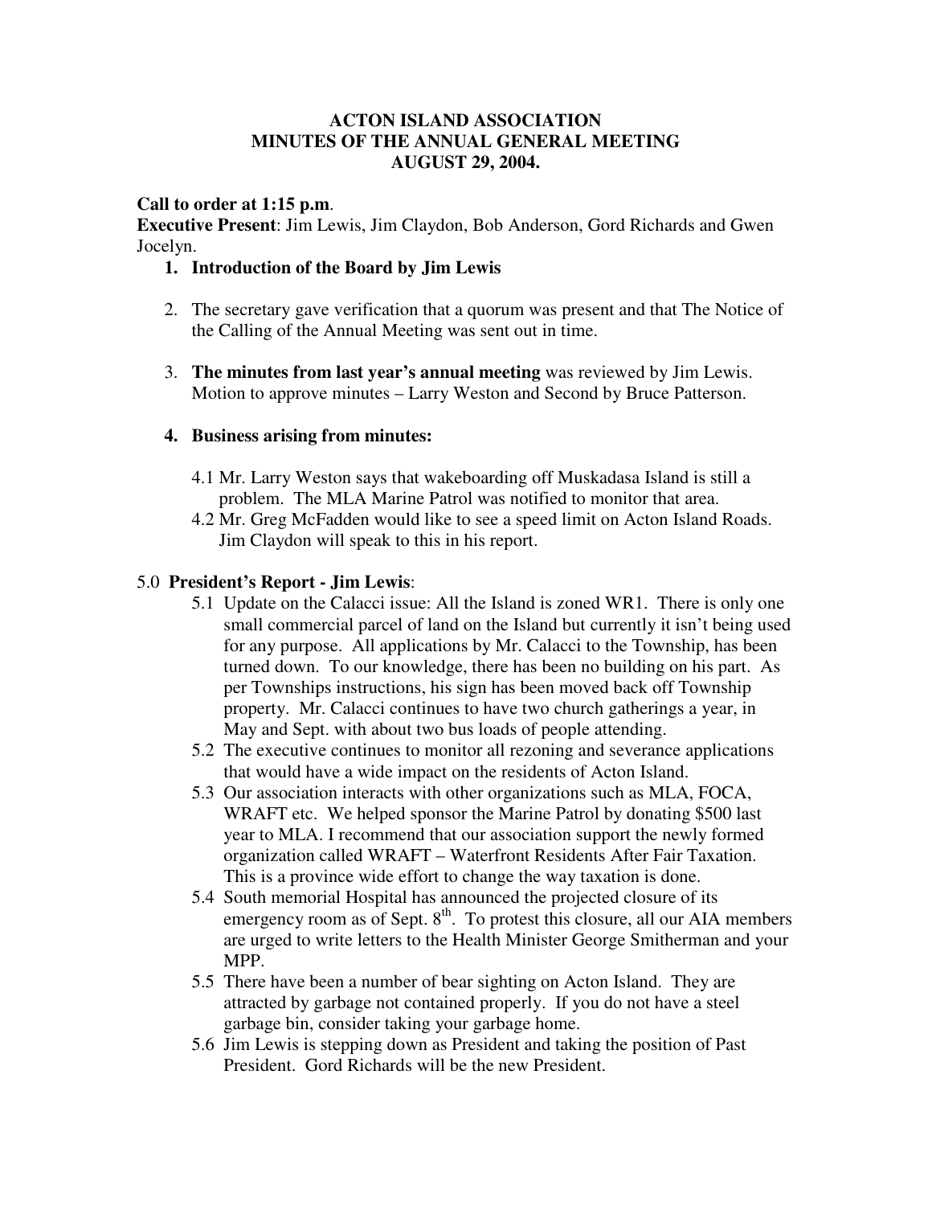# ACTON ISLAND ASSOCIATION
## MINUTES OF THE ANNUAL GENERAL MEETING
## AUGUST 29, 2004.

**Call to order at 1:15 p.m**.
**Executive Present**: Jim Lewis, Jim Claydon, Bob Anderson, Gord Richards and Gwen Jocelyn.

1. **Introduction of the Board by Jim Lewis**

2. The secretary gave verification that a quorum was present and that The Notice of the Calling of the Annual Meeting was sent out in time.

3. **The minutes from last year's annual meeting** was reviewed by Jim Lewis. Motion to approve minutes – Larry Weston and Second by Bruce Patterson.

4. **Business arising from minutes:**

   4.1 Mr. Larry Weston says that wakeboarding off Muskadasa Island is still a problem. The MLA Marine Patrol was notified to monitor that area.

   4.2 Mr. Greg McFadden would like to see a speed limit on Acton Island Roads. Jim Claydon will speak to this in his report.

5.0 **President's Report - Jim Lewis**:

5.1 Update on the Calacci issue: All the Island is zoned WR1. There is only one small commercial parcel of land on the Island but currently it isn't being used for any purpose. All applications by Mr. Calacci to the Township, has been turned down. To our knowledge, there has been no building on his part. As per Townships instructions, his sign has been moved back off Township property. Mr. Calacci continues to have two church gatherings a year, in May and Sept. with about two bus loads of people attending.

5.2 The executive continues to monitor all rezoning and severance applications that would have a wide impact on the residents of Acton Island.

5.3 Our association interacts with other organizations such as MLA, FOCA, WRAFT etc. We helped sponsor the Marine Patrol by donating $500 last year to MLA. I recommend that our association support the newly formed organization called WRAFT – Waterfront Residents After Fair Taxation. This is a province wide effort to change the way taxation is done.

5.4 South memorial Hospital has announced the projected closure of its emergency room as of Sept. 8th. To protest this closure, all our AIA members are urged to write letters to the Health Minister George Smitherman and your MPP.

5.5 There have been a number of bear sighting on Acton Island. They are attracted by garbage not contained properly. If you do not have a steel garbage bin, consider taking your garbage home.

5.6 Jim Lewis is stepping down as President and taking the position of Past President. Gord Richards will be the new President.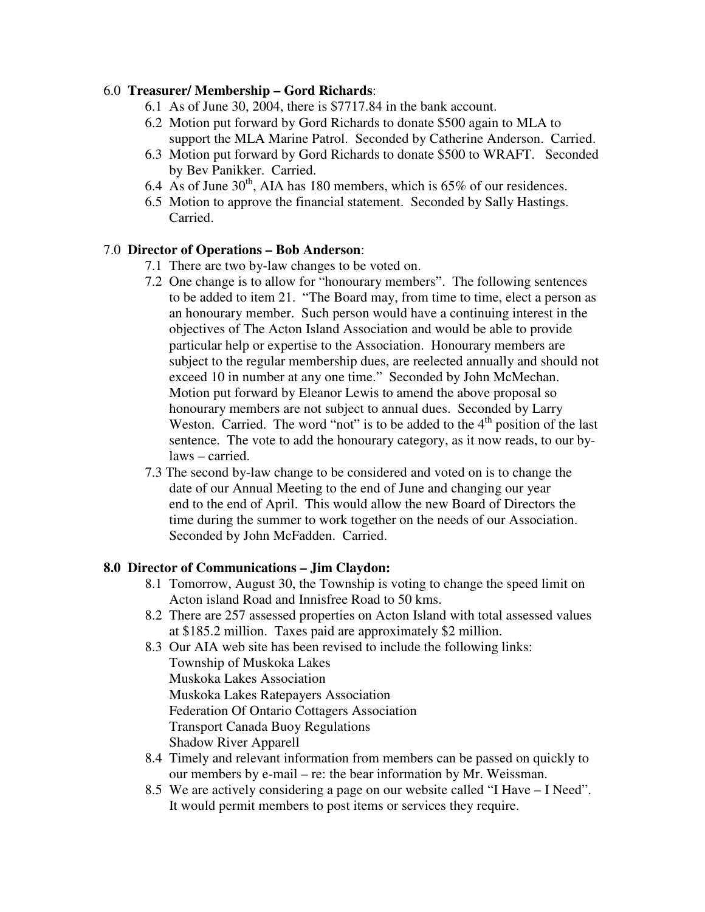6.0 **Treasurer/ Membership – Gord Richards**:

6.1 As of June 30, 2004, there is $7717.84 in the bank account.

6.2 Motion put forward by Gord Richards to donate $500 again to MLA to support the MLA Marine Patrol. Seconded by Catherine Anderson. Carried.

6.3 Motion put forward by Gord Richards to donate $500 to WRAFT. Seconded by Bev Panikker. Carried.

6.4 As of June 30th, AIA has 180 members, which is 65% of our residences.

6.5 Motion to approve the financial statement. Seconded by Sally Hastings. Carried.

7.0 **Director of Operations – Bob Anderson**:

7.1 There are two by-law changes to be voted on.

7.2 One change is to allow for "honourary members". The following sentences to be added to item 21. "The Board may, from time to time, elect a person as an honourary member. Such person would have a continuing interest in the objectives of The Acton Island Association and would be able to provide particular help or expertise to the Association. Honourary members are subject to the regular membership dues, are reelected annually and should not exceed 10 in number at any one time." Seconded by John McMechan. Motion put forward by Eleanor Lewis to amend the above proposal so honourary members are not subject to annual dues. Seconded by Larry Weston. Carried. The word "not" is to be added to the 4th position of the last sentence. The vote to add the honourary category, as it now reads, to our by-laws – carried.

7.3 The second by-law change to be considered and voted on is to change the date of our Annual Meeting to the end of June and changing our year end to the end of April. This would allow the new Board of Directors the time during the summer to work together on the needs of our Association. Seconded by John McFadden. Carried.

**8.0 Director of Communications – Jim Claydon:**

8.1 Tomorrow, August 30, the Township is voting to change the speed limit on Acton island Road and Innisfree Road to 50 kms.

8.2 There are 257 assessed properties on Acton Island with total assessed values at $185.2 million. Taxes paid are approximately $2 million.

8.3 Our AIA web site has been revised to include the following links:
Township of Muskoka Lakes
Muskoka Lakes Association
Muskoka Lakes Ratepayers Association
Federation Of Ontario Cottagers Association
Transport Canada Buoy Regulations
Shadow River Apparell

8.4 Timely and relevant information from members can be passed on quickly to our members by e-mail – re: the bear information by Mr. Weissman.

8.5 We are actively considering a page on our website called "I Have – I Need". It would permit members to post items or services they require.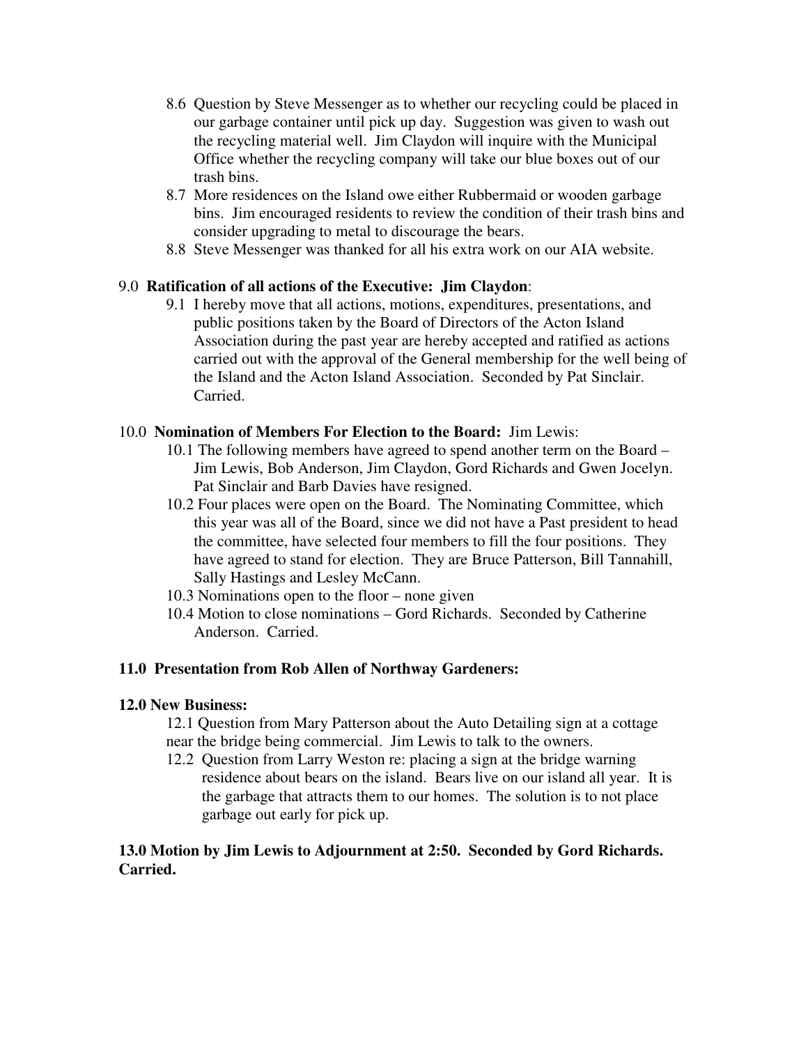8.6 Question by Steve Messenger as to whether our recycling could be placed in our garbage container until pick up day. Suggestion was given to wash out the recycling material well. Jim Claydon will inquire with the Municipal Office whether the recycling company will take our blue boxes out of our trash bins.

8.7 More residences on the Island owe either Rubbermaid or wooden garbage bins. Jim encouraged residents to review the condition of their trash bins and consider upgrading to metal to discourage the bears.

8.8 Steve Messenger was thanked for all his extra work on our AIA website.

9.0 **Ratification of all actions of the Executive: Jim Claydon**:

9.1 I hereby move that all actions, motions, expenditures, presentations, and public positions taken by the Board of Directors of the Acton Island Association during the past year are hereby accepted and ratified as actions carried out with the approval of the General membership for the well being of the Island and the Acton Island Association. Seconded by Pat Sinclair. Carried.

10.0 **Nomination of Members For Election to the Board:** Jim Lewis:

10.1 The following members have agreed to spend another term on the Board – Jim Lewis, Bob Anderson, Jim Claydon, Gord Richards and Gwen Jocelyn. Pat Sinclair and Barb Davies have resigned.

10.2 Four places were open on the Board. The Nominating Committee, which this year was all of the Board, since we did not have a Past president to head the committee, have selected four members to fill the four positions. They have agreed to stand for election. They are Bruce Patterson, Bill Tannahill, Sally Hastings and Lesley McCann.

10.3 Nominations open to the floor – none given

10.4 Motion to close nominations – Gord Richards. Seconded by Catherine Anderson. Carried.

**11.0 Presentation from Rob Allen of Northway Gardeners:**

**12.0 New Business:**

12.1 Question from Mary Patterson about the Auto Detailing sign at a cottage near the bridge being commercial. Jim Lewis to talk to the owners.

12.2 Question from Larry Weston re: placing a sign at the bridge warning residence about bears on the island. Bears live on our island all year. It is the garbage that attracts them to our homes. The solution is to not place garbage out early for pick up.

**13.0 Motion by Jim Lewis to Adjournment at 2:50. Seconded by Gord Richards. Carried.**